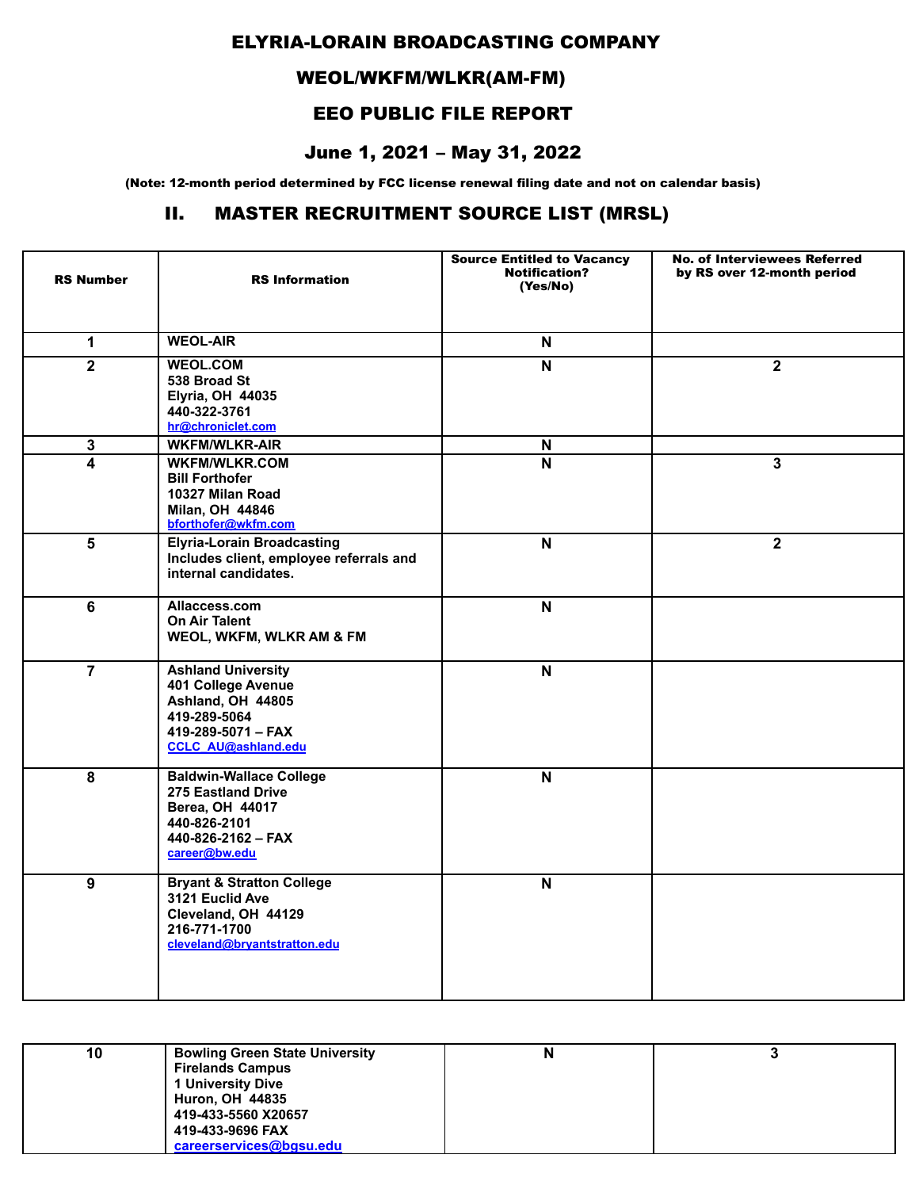# ELYRIA-LORAIN BROADCASTING COMPANY

## WEOL/WKFM/WLKR(AM-FM)

## EEO PUBLIC FILE REPORT

## June 1, 2021 – May 31, 2022

**(Note: 12-month period determined by FCC license renewal filing date and not on calendar basis)**

## II. MASTER RECRUITMENT SOURCE LIST (MRSL)

| RS Number | RS Information | Source Entitled to Vacancy Notification? (Yes/No) | No. of Interviewees Referred by RS over 12-month period |
|---|---|---|---|
| 1 | WEOL-AIR | N | |
| 2 | WEOL.COM<br>538 Broad St<br>Elyria, OH 44035<br>440-322-3761<br>hr@chroniclet.com | N | 2 |
| 3 | WKFM/WLKR-AIR | N | |
| 4 | WKFM/WLKR.COM<br>Bill Forthofer<br>10327 Milan Road<br>Milan, OH 44846<br>bforthofer@wkfm.com | N | 3 |
| 5 | Elyria-Lorain Broadcasting<br>Includes client, employee referrals and internal candidates. | N | 2 |
| 6 | Allaccess.com<br>On Air Talent<br>WEOL, WKFM, WLKR AM & FM | N | |
| 7 | Ashland University<br>401 College Avenue<br>Ashland, OH 44805<br>419-289-5064<br>419-289-5071 – FAX<br>CCLC_AU@ashland.edu | N | |
| 8 | Baldwin-Wallace College<br>275 Eastland Drive<br>Berea, OH 44017<br>440-826-2101<br>440-826-2162 – FAX<br>career@bw.edu | N | |
| 9 | Bryant & Stratton College<br>3121 Euclid Ave<br>Cleveland, OH 44129<br>216-771-1700<br>cleveland@bryantstratton.edu | N | |
| 10 | Bowling Green State University<br>Firelands Campus<br>1 University Dive<br>Huron, OH 44835<br>419-433-5560 X20657<br>419-433-9696 FAX<br>careerservices@bgsu.edu | N | 3 |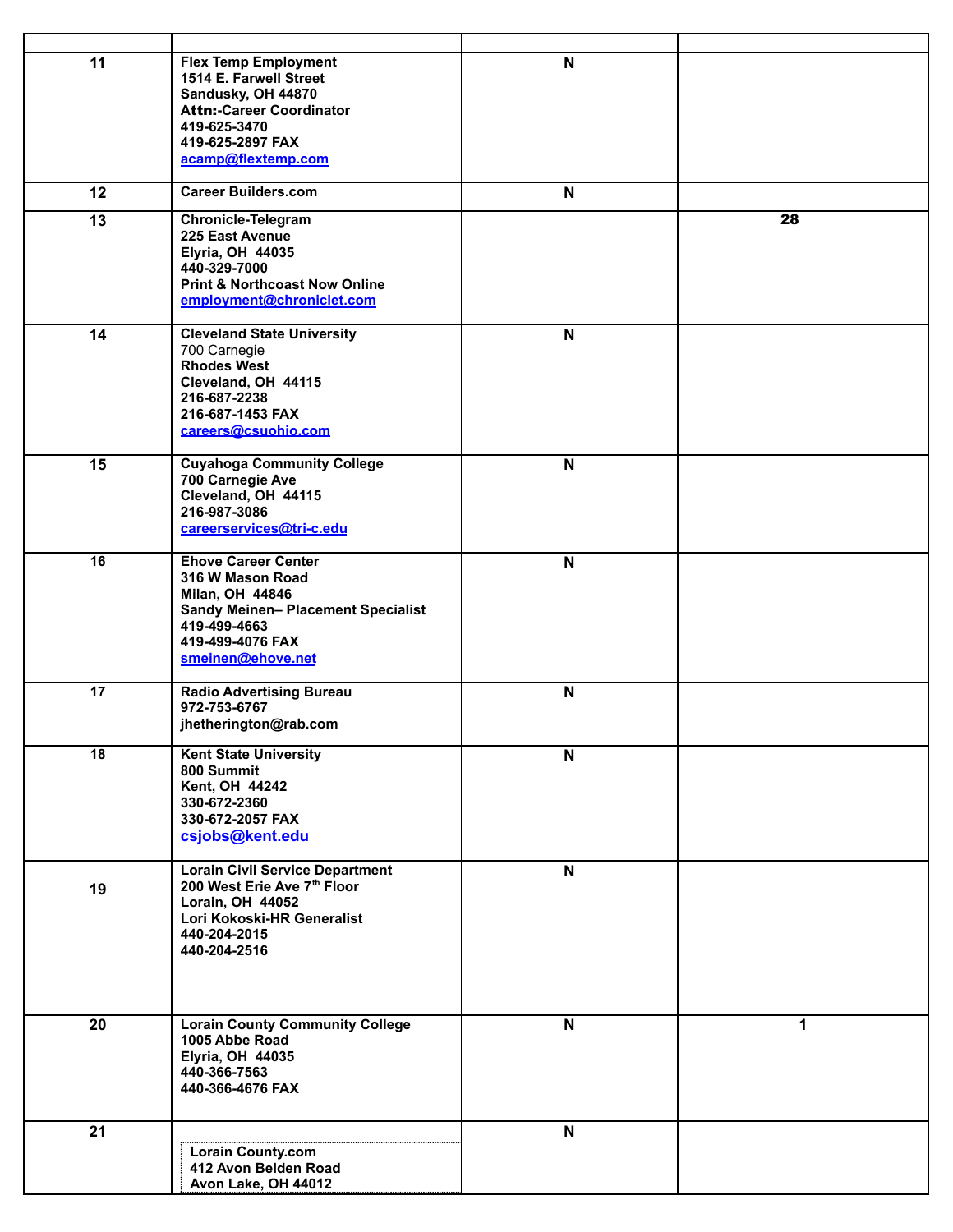| | | | |
|---|---|---|---|
| 11 | **Flex Temp Employment**<br>**1514 E. Farwell Street**<br>**Sandusky, OH 44870**<br>**Attn:-Career Coordinator**<br>**419-625-3470**<br>**419-625-2897 FAX**<br>**acamp@flextemp.com** | N | |
| 12 | **Career Builders.com** | N | |
| 13 | **Chronicle-Telegram**<br>**225 East Avenue**<br>**Elyria, OH 44035**<br>**440-329-7000**<br>**Print & Northcoast Now Online**<br>**employment@chroniclet.com** | | 28 |
| 14 | **Cleveland State University**<br>700 Carnegie<br>**Rhodes West**<br>**Cleveland, OH 44115**<br>**216-687-2238**<br>**216-687-1453 FAX**<br>**careers@csuohio.com** | N | |
| 15 | **Cuyahoga Community College**<br>**700 Carnegie Ave**<br>**Cleveland, OH 44115**<br>**216-987-3086**<br>**careerservices@tri-c.edu** | N | |
| 16 | **Ehove Career Center**<br>**316 W Mason Road**<br>**Milan, OH 44846**<br>**Sandy Meinen– Placement Specialist**<br>**419-499-4663**<br>**419-499-4076 FAX**<br>**smeinen@ehove.net** | N | |
| 17 | **Radio Advertising Bureau**<br>**972-753-6767**<br>**jhetherington@rab.com** | N | |
| 18 | **Kent State University**<br>**800 Summit**<br>**Kent, OH 44242**<br>**330-672-2360**<br>**330-672-2057 FAX**<br>**csjobs@kent.edu** | N | |
| 19 | **Lorain Civil Service Department**<br>**200 West Erie Ave 7th Floor**<br>**Lorain, OH 44052**<br>**Lori Kokoski-HR Generalist**<br>**440-204-2015**<br>**440-204-2516** | N | |
| 20 | **Lorain County Community College**<br>**1005 Abbe Road**<br>**Elyria, OH 44035**<br>**440-366-7563**<br>**440-366-4676 FAX** | N | 1 |
| 21 | **Lorain County.com**<br>**412 Avon Belden Road**<br>**Avon Lake, OH 44012** | N | |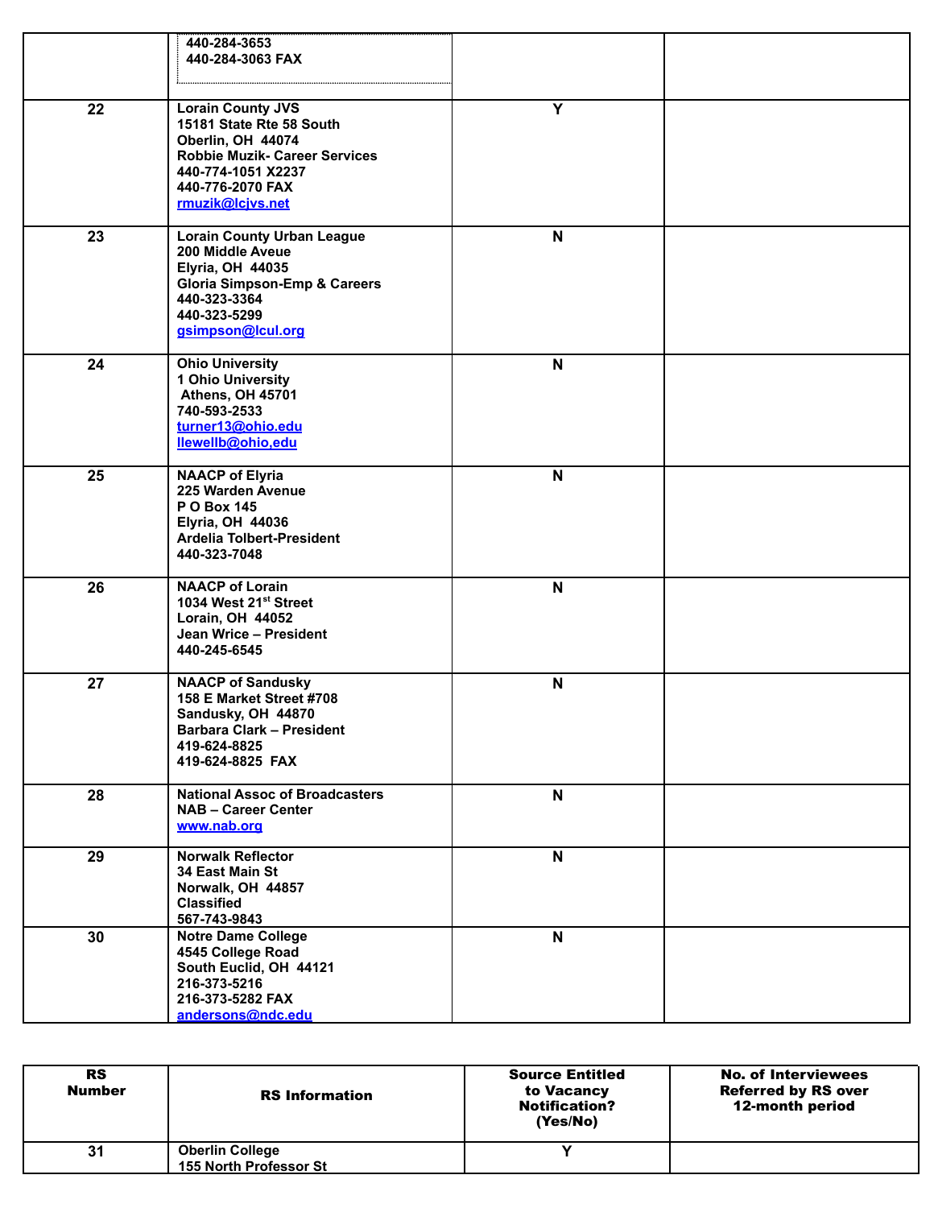| RS Number | RS Information | Source Entitled to Vacancy Notification? (Yes/No) | No. of Interviewees Referred by RS over 12-month period |
|---|---|---|---|
| | 440-284-3653<br>440-284-3063 FAX | | |
| 22 | Lorain County JVS<br>15181 State Rte 58 South<br>Oberlin, OH 44074<br>Robbie Muzik- Career Services<br>440-774-1051 X2237<br>440-776-2070 FAX<br>rmuzik@lcjvs.net | Y | |
| 23 | Lorain County Urban League<br>200 Middle Aveue<br>Elyria, OH 44035<br>Gloria Simpson-Emp & Careers<br>440-323-3364<br>440-323-5299<br>gsimpson@lcul.org | N | |
| 24 | Ohio University<br>1 Ohio University<br>Athens, OH 45701<br>740-593-2533<br>turner13@ohio.edu<br>llewellb@ohio,edu | N | |
| 25 | NAACP of Elyria<br>225 Warden Avenue<br>P O Box 145<br>Elyria, OH 44036<br>Ardelia Tolbert-President<br>440-323-7048 | N | |
| 26 | NAACP of Lorain<br>1034 West 21st Street<br>Lorain, OH 44052<br>Jean Wrice – President<br>440-245-6545 | N | |
| 27 | NAACP of Sandusky<br>158 E Market Street #708<br>Sandusky, OH 44870<br>Barbara Clark – President<br>419-624-8825<br>419-624-8825 FAX | N | |
| 28 | National Assoc of Broadcasters<br>NAB – Career Center<br>www.nab.org | N | |
| 29 | Norwalk Reflector<br>34 East Main St<br>Norwalk, OH 44857<br>Classified<br>567-743-9843 | N | |
| 30 | Notre Dame College<br>4545 College Road<br>South Euclid, OH 44121<br>216-373-5216<br>216-373-5282 FAX<br>andersons@ndc.edu | N | |
| 31 | Oberlin College<br>155 North Professor St | Y | |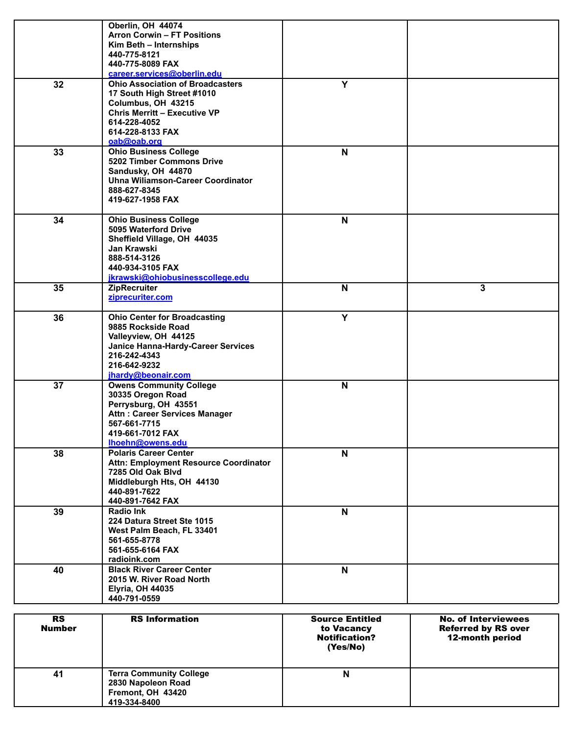| | | | |
|---|---|---|---|
| | **Oberlin, OH 44074**<br>**Arron Corwin – FT Positions**<br>**Kim Beth – Internships**<br>**440-775-8121**<br>**440-775-8089 FAX**<br>**career.services@oberlin.edu** | | |
| **32** | **Ohio Association of Broadcasters**<br>**17 South High Street #1010**<br>**Columbus, OH 43215**<br>**Chris Merritt – Executive VP**<br>**614-228-4052**<br>**614-228-8133 FAX**<br>**oab@oab.org** | **Y** | |
| **33** | **Ohio Business College**<br>**5202 Timber Commons Drive**<br>**Sandusky, OH 44870**<br>**Uhna Wiliamson-Career Coordinator**<br>**888-627-8345**<br>**419-627-1958 FAX** | **N** | |
| **34** | **Ohio Business College**<br>**5095 Waterford Drive**<br>**Sheffield Village, OH 44035**<br>**Jan Krawski**<br>**888-514-3126**<br>**440-934-3105 FAX**<br>**jkrawski@ohiobusinesscollege.edu** | **N** | |
| **35** | **ZipRecruiter**<br>**ziprecuriter.com** | **N** | **3** |
| **36** | **Ohio Center for Broadcasting**<br>**9885 Rockside Road**<br>**Valleyview, OH 44125**<br>**Janice Hanna-Hardy-Career Services**<br>**216-242-4343**<br>**216-642-9232**<br>**jhardy@beonair.com** | **Y** | |
| **37** | **Owens Community College**<br>**30335 Oregon Road**<br>**Perrysburg, OH 43551**<br>**Attn : Career Services Manager**<br>**567-661-7715**<br>**419-661-7012 FAX**<br>**lhoehn@owens.edu** | **N** | |
| **38** | **Polaris Career Center**<br>**Attn: Employment Resource Coordinator**<br>**7285 Old Oak Blvd**<br>**Middleburgh Hts, OH 44130**<br>**440-891-7622**<br>**440-891-7642 FAX** | **N** | |
| **39** | **Radio Ink**<br>**224 Datura Street Ste 1015**<br>**West Palm Beach, FL 33401**<br>**561-655-8778**<br>**561-655-6164 FAX**<br>**radioink.com** | **N** | |
| **40** | **Black River Career Center**<br>**2015 W. River Road North**<br>**Elyria, OH 44035**<br>**440-791-0559** | **N** | |

| RS Number | RS Information | Source Entitled to Vacancy Notification? (Yes/No) | No. of Interviewees Referred by RS over 12-month period |
|---|---|---|---|
| **41** | **Terra Community College**<br>**2830 Napoleon Road**<br>**Fremont, OH 43420**<br>**419-334-8400** | **N** | |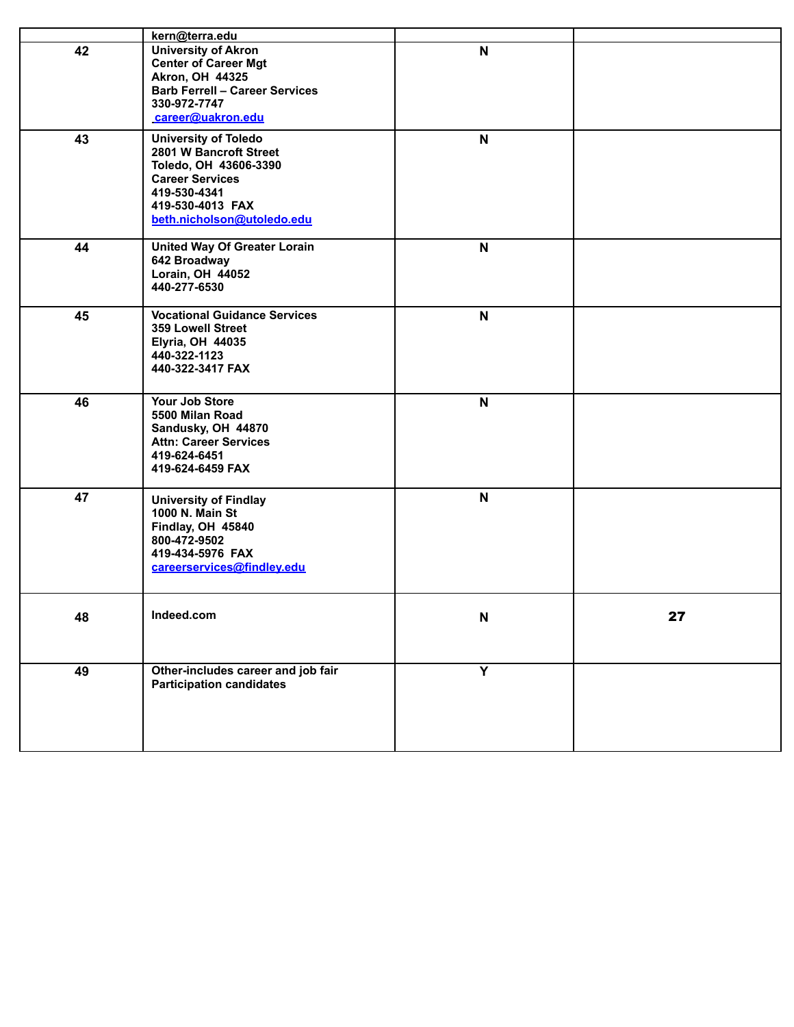| | | | |
|---|---|---|---|
| | kern@terra.edu | | |
| 42 | **University of Akron**<br>**Center of Career Mgt**<br>**Akron, OH 44325**<br>**Barb Ferrell – Career Services**<br>**330-972-7747**<br>career@uakron.edu | **N** | |
| 43 | **University of Toledo**<br>**2801 W Bancroft Street**<br>**Toledo, OH 43606-3390**<br>**Career Services**<br>**419-530-4341**<br>**419-530-4013 FAX**<br>beth.nicholson@utoledo.edu | **N** | |
| 44 | **United Way Of Greater Lorain**<br>**642 Broadway**<br>**Lorain, OH 44052**<br>**440-277-6530** | **N** | |
| 45 | **Vocational Guidance Services**<br>**359 Lowell Street**<br>**Elyria, OH 44035**<br>**440-322-1123**<br>**440-322-3417 FAX** | **N** | |
| 46 | **Your Job Store**<br>**5500 Milan Road**<br>**Sandusky, OH 44870**<br>**Attn: Career Services**<br>**419-624-6451**<br>**419-624-6459 FAX** | **N** | |
| 47 | **University of Findlay**<br>**1000 N. Main St**<br>**Findlay, OH 45840**<br>**800-472-9502**<br>**419-434-5976 FAX**<br>careerservices@findley.edu | **N** | |
| 48 | **Indeed.com** | **N** | **27** |
| 49 | **Other-includes career and job fair Participation candidates** | **Y** | |